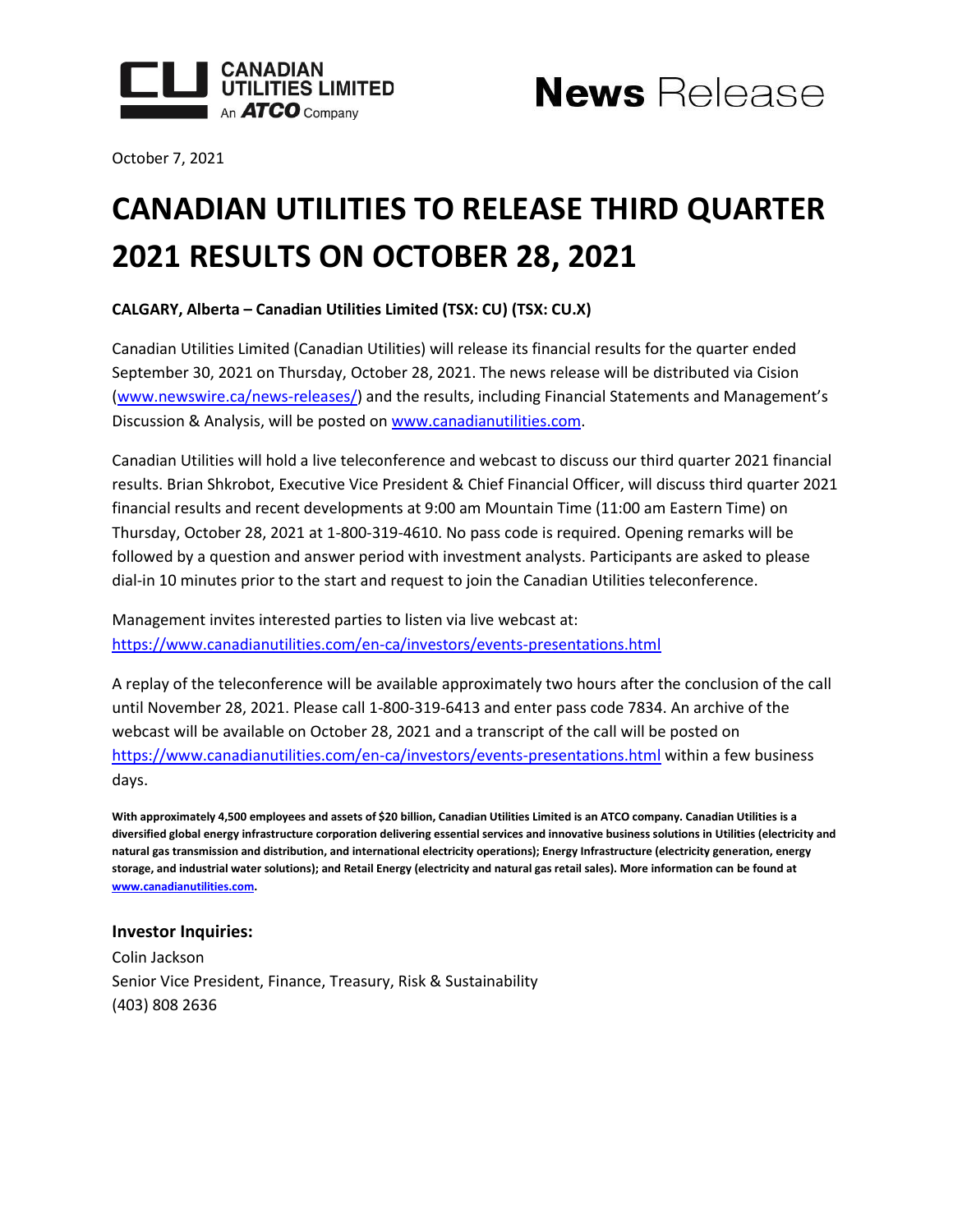CANADIAN UTILITIES LIMITED
An ATCO Company

**News** Release

October 7, 2021

# CANADIAN UTILITIES TO RELEASE THIRD QUARTER 2021 RESULTS ON OCTOBER 28, 2021

**CALGARY, Alberta – Canadian Utilities Limited (TSX: CU) (TSX: CU.X)**

Canadian Utilities Limited (Canadian Utilities) will release its financial results for the quarter ended September 30, 2021 on Thursday, October 28, 2021. The news release will be distributed via Cision (www.newswire.ca/news-releases/) and the results, including Financial Statements and Management's Discussion & Analysis, will be posted on www.canadianutilities.com.

Canadian Utilities will hold a live teleconference and webcast to discuss our third quarter 2021 financial results. Brian Shkrobot, Executive Vice President & Chief Financial Officer, will discuss third quarter 2021 financial results and recent developments at 9:00 am Mountain Time (11:00 am Eastern Time) on Thursday, October 28, 2021 at 1-800-319-4610. No pass code is required. Opening remarks will be followed by a question and answer period with investment analysts. Participants are asked to please dial-in 10 minutes prior to the start and request to join the Canadian Utilities teleconference.

Management invites interested parties to listen via live webcast at:
https://www.canadianutilities.com/en-ca/investors/events-presentations.html

A replay of the teleconference will be available approximately two hours after the conclusion of the call until November 28, 2021. Please call 1-800-319-6413 and enter pass code 7834. An archive of the webcast will be available on October 28, 2021 and a transcript of the call will be posted on https://www.canadianutilities.com/en-ca/investors/events-presentations.html within a few business days.

**With approximately 4,500 employees and assets of $20 billion, Canadian Utilities Limited is an ATCO company. Canadian Utilities is a diversified global energy infrastructure corporation delivering essential services and innovative business solutions in Utilities (electricity and natural gas transmission and distribution, and international electricity operations); Energy Infrastructure (electricity generation, energy storage, and industrial water solutions); and Retail Energy (electricity and natural gas retail sales). More information can be found at www.canadianutilities.com.**

### Investor Inquiries:

Colin Jackson
Senior Vice President, Finance, Treasury, Risk & Sustainability
(403) 808 2636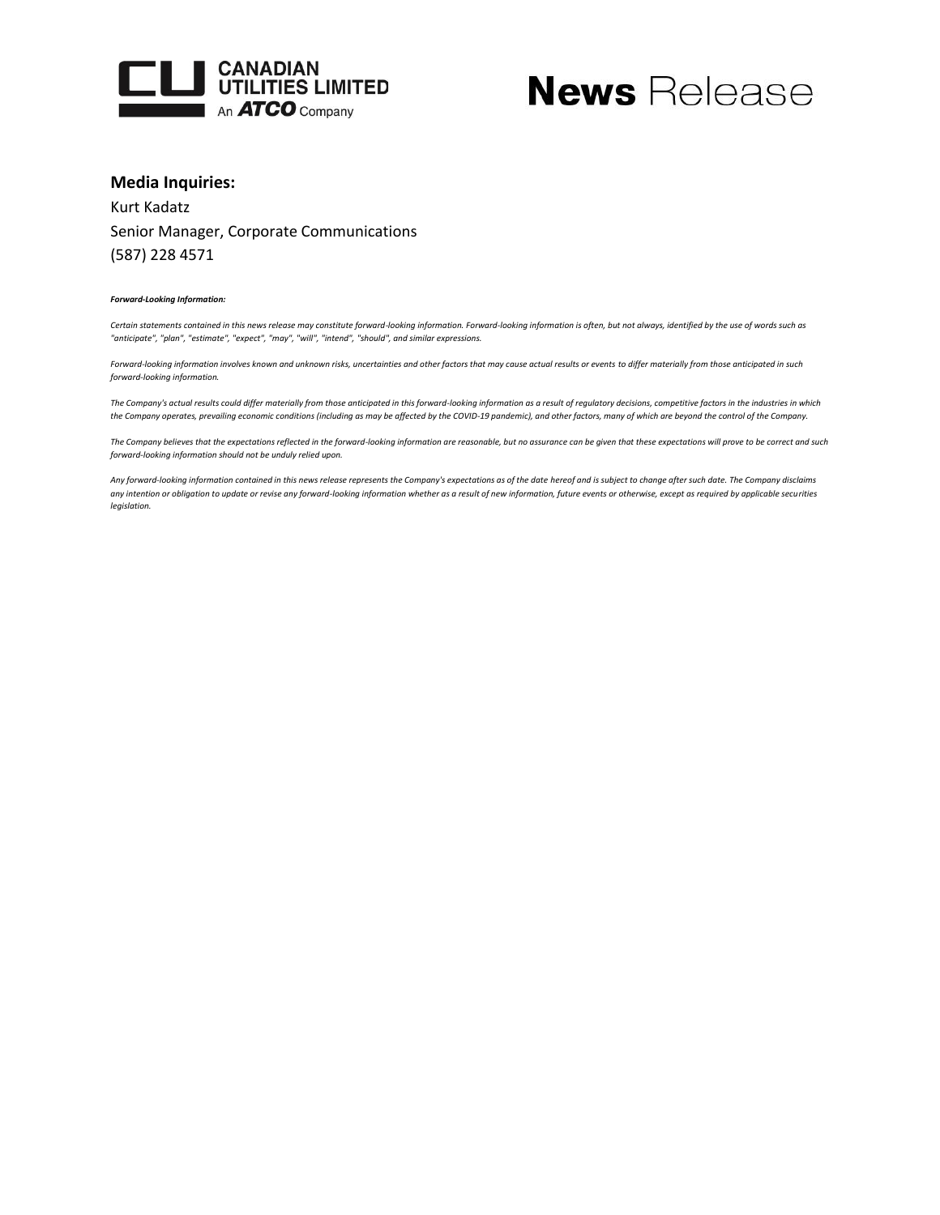**Media Inquiries:**

Kurt Kadatz
Senior Manager, Corporate Communications
(587) 228 4571

***Forward-Looking Information:***

*Certain statements contained in this news release may constitute forward-looking information. Forward-looking information is often, but not always, identified by the use of words such as "anticipate", "plan", "estimate", "expect", "may", "will", "intend", "should", and similar expressions.*

*Forward-looking information involves known and unknown risks, uncertainties and other factors that may cause actual results or events to differ materially from those anticipated in such forward-looking information.*

*The Company's actual results could differ materially from those anticipated in this forward-looking information as a result of regulatory decisions, competitive factors in the industries in which the Company operates, prevailing economic conditions (including as may be affected by the COVID-19 pandemic), and other factors, many of which are beyond the control of the Company.*

*The Company believes that the expectations reflected in the forward-looking information are reasonable, but no assurance can be given that these expectations will prove to be correct and such forward-looking information should not be unduly relied upon.*

*Any forward-looking information contained in this news release represents the Company's expectations as of the date hereof and is subject to change after such date. The Company disclaims any intention or obligation to update or revise any forward-looking information whether as a result of new information, future events or otherwise, except as required by applicable securities legislation.*